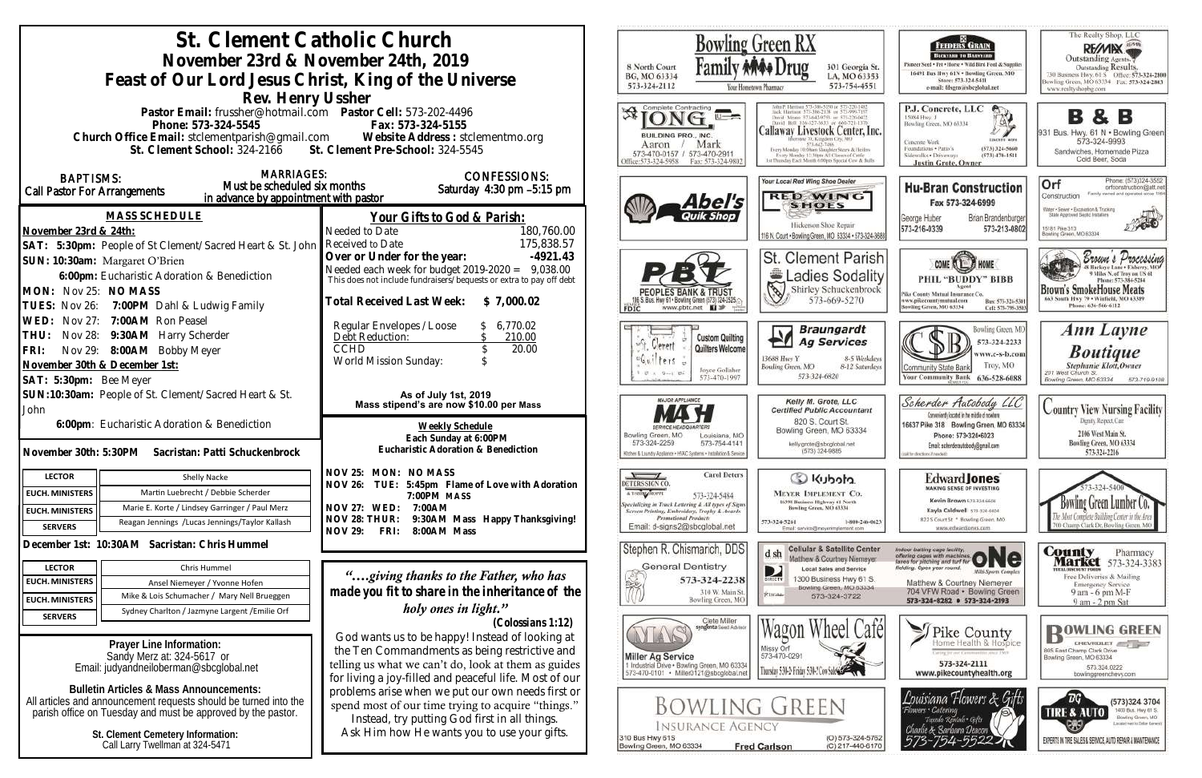# St. Clement Catholic Church

## November 23rd & November 24th, 2019

## Feast of Our Lord Jesus Christ, King of the Universe

### Rev. Henry Ussher

**Pastor Email:** frussher@hotmail.com **Pastor Cell:** 573-202-4496

**Phone:** 573-324-5545 **Fax:** 573-324-5155

**Church Office Email:** stclementparish@gmail.com **Website Address:** stclementmo.org

**St. Clement School:** 324-2166 **St. Clement Pre-School:** 324-5545

**BAPTISMS:** Call Pastor For Arrangements

**MARRIAGES:** Must be scheduled six months in advance by appointment with pastor

**CONFESSIONS:** Saturday 4:30 pm –5:15 pm

### MASS SCHEDULE

**November 23rd & 24th:**

**SAT: 5:30pm:** People of St Clement/Sacred Heart & St. John

**SUN: 10:30am:** Margaret O'Brien

**6:00pm:** Eucharistic Adoration & Benediction

**MON: Nov 25: NO MASS**

**TUES: Nov 26: 7:00PM** Dahl & Ludwig Family

**WED: Nov 27: 7:00AM** Ron Peasel

**THU: Nov 28: 9:30AM** Harry Scherder

**FRI: Nov 29: 8:00AM** Bobby Meyer

**November 30th & December 1st:**

**SAT: 5:30pm:** Bee Meyer

**SUN:10:30am:** People of St. Clement/Sacred Heart & St. John

**6:00pm**: Eucharistic Adoration & Benediction

**November 30th: 5:30PM Sacristan: Patti Schuckenbrock**

| | |
|---|---|
| LECTOR | Shelly Nacke |
| EUCH. MINISTERS | Martin Luebrecht / Debbie Scherder |
| EUCH. MINISTERS | Marie E. Korte / Lindsey Garringer / Paul Merz |
| SERVERS | Reagan Jennings /Lucas Jennings/Taylor Kallash |

**December 1st: 10:30AM Sacristan: Chris Hummel**

| | |
|---|---|
| LECTOR | Chris Hummel |
| EUCH. MINISTERS | Ansel Niemeyer / Yvonne Hofen |
| EUCH. MINISTERS | Mike & Lois Schumacher / Mary Nell Brueggen |
| SERVERS | Sydney Charlton / Jazmyne Largent /Emilie Orf |

**Prayer Line Information:**
Sandy Merz at: 324-5617 or
Email: judyandneiloberman@sbcglobal.net

**Bulletin Articles & Mass Announcements:**
All articles and announcement requests should be turned into the parish office on Tuesday and must be approved by the pastor.

**St. Clement Cemetery Information:**
Call Larry Twellman at 324-5471

### Your Gifts to God & Parish:

| | |
|---|---|
| Needed to Date | 180,760.00 |
| Received to Date | 175,838.57 |
| **Over or Under for the year:** | **-4921.43** |

Needed each week for budget 2019-2020 = 9,038.00
This does not include fundraisers/bequests or extra to pay off debt

**Total Received Last Week: $ 7,000.02**

| | |
|---|---|
| Regular Envelopes / Loose | $ 6,770.02 |
| Debt Reduction: | $ 210.00 |
| CCHD | $ 20.00 |
| World Mission Sunday: | $ |

**As of July 1st, 2019**
**Mass stipend's are now $10.00 per Mass**

**Weekly Schedule**
**Each Sunday at 6:00PM**
**Eucharistic Adoration & Benediction**

**NOV 25: MON: NO MASS**
**NOV 26: TUE: 5:45pm Flame of Love with Adoration**
**7:00PM MASS**
**NOV 27: WED: 7:00AM**
**NOV 28: THUR: 9:30AM Mass Happy Thanksgiving!**
**NOV 29: FRI: 8:00AM Mass**

*"….giving thanks to the Father, who has made you fit to share in the inheritance of the holy ones in light."*
**(Colossians 1:12)**

God wants us to be happy! Instead of looking at the Ten Commandments as being restrictive and telling us what we can't do, look at them as guides for living a joy-filled and peaceful life. Most of our problems arise when we put our own needs first or spend most of our time trying to acquire "things." Instead, try putting God first in all things. Ask Him how He wants you to use your gifts.

---

**Bowling Green RX Family Drug** — 8 North Court, BG, MO 63334, 573-324-2112; 301 Georgia St., LA, MO 63353, 573-754-4551 — Your Hometown Pharmacy

**Feeders Grain** — Pioneer Seed • Pet • Horse • Wild Bird Feed & Supplies — 16491 Bus Hwy 61N • Bowling Green, MO — Store: 573-324-5411 — e-mail: fdsgrn@sbcglobal.net

**The Realty Shop, LLC — RE/MAX** — Outstanding Agents. Outstanding Results. — 730 Business Hwy. 61 S Office: 573-324-2800 — Bowling Green, MO 63334 Fax: 573-324-2863 — www.realtyshopbg.com

**Long Building Pro., Inc.** — Complete Contracting — Aaron / Mark — 573-470-0157 / 573-470-2911 — Office: 573-324-5958 Fax: 573-324-9802

**Callaway Livestock Center, Inc.** — Interstate 70, Kingdom City, MO — Every Monday 10:00am Slaughter Steers & Heifers — Every Monday 12:30pm All Classes of Cattle — 1st Thursday Each Month 6:00pm Special Cow & Bulls

**P.J. Concrete, LLC** — 15084 Hwy. J, Bowling Green, MO 63334 — Concrete Work, Foundations • Patio's, Sidewalks • Driveways — (573) 324-5660 — (573) 470-1511 — Justin Grote, Owner

**B & B** — 931 Bus. Hwy. 61 N • Bowling Green — 573-324-9993 — Sandwiches, Homemade Pizza, Cold Beer, Soda

**Abel's Quik Shop**

**Your Local Red Wing Shoe Dealer — Red Wing Shoes** — Hickerson Shoe Repair — 116 N. Court • Bowling Green, MO 63334 • 573-324-3688

**Hu-Bran Construction** — Fax 573-324-6999 — George Huber 573-216-0339 — Brian Brandenburger 573-213-0802

**Orf Construction** — Phone: (573)324-3552 — orfconstruction@att.net — Family owned and operated since 1984 — Water • Sewer • Excavation & Trucking — State Approved Septic Installers — 15181 Pike 313, Bowling Green, MO 63334

**PBT Peoples Bank & Trust** — 1165 S. Bus. Hwy 61 • Bowling Green (573) 324-2525 — www.pbtc.net — FDIC

**St. Clement Parish Ladies Sodality** — Shirley Schuckenbrock — 573-669-5270

**Come Home — Phil "Buddy" Bibb** — Agent — Pike County Mutual Insurance Co. — www.pikecountymutual.com — Bowling Green, MO 63334 — Bus: 573-324-5301 — Cell: 573-795-3593

**Brown's Processing** — & Buckeye Lane • Elsberry, MO — 9 Miles N. of Troy on US 61 — Phone: 573-384-5254 — **Brown's SmokeHouse Meats** — 663 South Hwy 79 • Winfield, MO 63389 — Phone: 636-566-6112

**St. Clement Quilters** — Custom Quilting, Quilters Welcome — Joyce Gollaher — 573-470-1997

**Braungardt Ag Services** — 13688 Hwy Y, Bowling Green, MO — 8-5 Weekdays, 8-12 Saturdays — 573-324-6820

**Community State Bank** — Bowling Green, MO 573-324-2233 — www.c-s-b.com — Troy, MO 636-528-6888 — Your Community Bank

**Ann Layne Boutique** — Stephanie Klott, Owner — 201 West Church St., Bowling Green, MO 63334 — 573-719-9108

**MASH Major Appliance Service Headquarters** — Bowling Green, MO 573-324-2259 — Louisiana, MO 573-754-4141 — Kitchen & Laundry Appliance • HVAC Systems • Installation & Service

**Kelly M. Grote, LLC** — Certified Public Accountant — 820 S. Court St., Bowling Green, MO 63334 — kellygrote@sbcglobal.net — (573) 324-9885

**Scherder Autobody LLC** — Conveniently located in the middle of nowhere — 16637 Pike 318 Bowling Green, MO 63334 — Phone: 573-324-6023 — Email: scherderautobody@gmail.com — (call for directions if needed)

**Country View Nursing Facility** — Dignity, Respect, Care — 2106 West Main St., Bowling Green, MO 63334 — 573-324-2216

**Deters Sign Co.** — Carol Deters — 573-324-5484 — Specializing in Truck Lettering & All types of Signs — Screen Printing, Embroidery, Trophy & Awards — Promotional Products — Email: d-signs2@sbcglobal.net

**Kubota — Meyer Implement Co.** — 16398 Business Highway 61 North, Bowling Green, MO 63334 — 573-324-5261 — 1-800-246-0623 — Email: service@meyerimplement.com

**Edward Jones** — Making Sense of Investing — Kevin Brown 573-324-6604 — Kayla Caldwell 573-324-6604 — 822 S Court St • Bowling Green, MO — www.edwardjones.com

**Bowling Green Lumber Co.** — 573-324-5400 — The Most Complete Building Center in the Area — 700 Champ Clark Dr. Bowling Green, MO

**Stephen R. Chismarich, DDS** — General Dentistry — 573-324-2238 — 310 W. Main St., Bowling Green, MO

**d sh — Cellular & Satellite Center** — Matthew & Courtney Niemeyer — Local Sales and Service — 1300 Business Hwy 61 S., Bowling Green, MO 63334 — 573-324-3722

**ONE Multi-Sports Complex** — Indoor batting cage facility, offering cages with machines, lanes for pitching and turf for fielding. Open year round. — Matthew & Courtney Niemeyer — 704 VFW Road • Bowling Green — 573-324-8282 • 573-324-2193

**County Market Pharmacy** — 573-324-3383 — Free Deliveries & Mailing — Emergency Service — 9 am - 6 pm M-F — 9 am - 2 pm Sat

**MAS Miller Ag Service** — Clete Miller, syngenta Seed Advisor — 1 Industrial Drive • Bowling Green, MO 63334 — 573-470-0101 • Miller0121@sbcglobal.net

**Wagon Wheel Café** — Missy Orf — 573-470-0291 — Thursday 5:30-2; Friday 5:30-2; Cow Sale

**Pike County Home Health & Hospice** — 573-324-2111 — www.pikecountyhealth.org

**Bowling Green Chevrolet** — 865 East Champ Clark Drive, Bowling Green, MO 63334 — 573.324.0222 — bowlinggreenchevy.com

**Bowling Green Insurance Agency** — 310 Bus Hwy 61S, Bowling Green, MO 63334 — Fred Carlson — (O) 573-324-5762 — (C) 217-440-6170

**Louisiana Flowers & Gifts** — Flowers • Catering • Tuxedo Rentals • Gifts — Charlie & Barbara Deacon — 573-754-5522

**BG Tire & Auto** — (573)324 3704 — 1400 Bus. Hwy 61 S., Bowling Green, MO — Experts in Tire Sales & Service, Auto Repair & Maintenance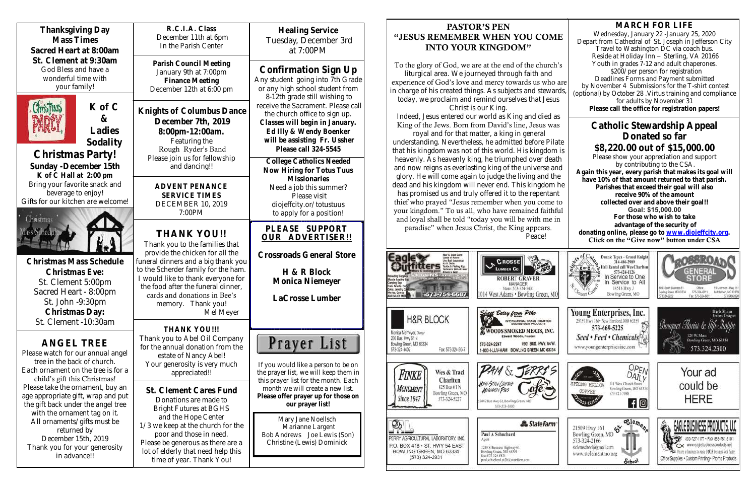**Thanksgiving Day Mass Times**
**Sacred Heart at 8:00am**
**St. Clement at 9:30am**
God Bless and have a wonderful time with your family!

**K of C & Ladies Sodality**
## Christmas Party!
**Sunday -December 15th**
**K of C Hall at 2:00 pm**
Bring your favorite snack and beverage to enjoy!
Gifts for our kitchen are welcome!

**Christmas Mass Schedule**
**Christmas Eve:**
St. Clement 5:00pm
Sacred Heart - 8:00pm
St. John -9:30pm
**Christmas Day:**
St. Clement -10:30am

## ANGEL TREE
Please watch for our annual angel tree in the back of church. Each ornament on the tree is for a child's gift this Christmas! Please take the ornament, buy an age appropriate gift, wrap and put the gift back under the angel tree with the ornament tag on it. All ornaments/gifts must be returned by December 15th, 2019
Thank you for your generosity in advance!!

**R.C.I.A. Class**
December 11th at 6pm
In the Parish Center

**Parish Council Meeting**
January 9th at 7:00pm
**Finance Meeting**
December 12th at 6:00 pm

**Knights of Columbus Dance**
**December 7th, 2019**
**8:00pm-12:00am.**
Featuring the Rough Ryder's Band
Please join us for fellowship and dancing!!

**ADVENT PENANCE SERVICE TIMES**
DECEMBER 10, 2019
7:00PM

## THANK YOU!!
Thank you to the families that provide the chicken for all the funeral dinners and a big thank you to the Scherder family for the ham. I would like to thank everyone for the food after the funeral dinner, cards and donations in Bee's memory. Thank you!
Mel Meyer

**THANK YOU!!!**
Thank you to Abel Oil Company for the annual donation from the estate of Nancy Abel!
Your generosity is very much appreciated!!

**St. Clement Cares Fund**
Donations are made to Bright Futures at BGHS and the Hope Center
1/3 we keep at the church for the poor and those in need.
Please be generous as there are a lot of elderly that need help this time of year. Thank You!

**Healing Service**
Tuesday, December 3rd at 7:00PM

**Confirmation Sign Up**
Any student going into 7th Grade or any high school student from 8-12th grade still wishing to receive the Sacrament. Please call the church office to sign up.
**Classes will begin in January. Ed Illy & Wendy Boenker will be assisting Fr. Ussher**
**Please call 324-5545**

**College Catholics Needed**
**Now Hiring for Totus Tuus Missionaries**
Need a job this summer?
Please visit diojeffcity.or/totustuus to apply for a position!

**PLEASE SUPPORT OUR ADVERTISER!!**

**Crossroads General Store**

**H & R Block**
**Monica Niemeyer**

**LaCrosse Lumber**

## Prayer List
If you would like a person to be on the prayer list, we will keep them in this prayer list for the month. Each month we will create a new list.
**Please offer prayer up for those on our prayer list!**

Mary Jane Noellsch
Marianne Largent
Bob Andrews Joe Lewis (Son)
Christine (Lewis) Dominick

## PASTOR'S PEN
## "JESUS REMEMBER WHEN YOU COME INTO YOUR KINGDOM"
To the glory of God, we are at the end of the church's liturgical area. We journeyed through faith and experience of God's love and mercy towards us who are in charge of his created things. As subjects and stewards, today, we proclaim and remind ourselves that Jesus Christ is our King.

Indeed, Jesus entered our world as King and died as King of the Jews. Born from David's line, Jesus was royal and for that matter, a king in general understanding. Nevertheless, he admitted before Pilate that his kingdom was not of this world. His kingdom is heavenly. As heavenly king, he triumphed over death and now reigns as everlasting king of the universe and glory. He will come again to judge the living and the dead and his kingdom will never end. This kingdom he has promised us and truly offered it to the repentant thief who prayed "Jesus remember when you come to your kingdom." To us all, who have remained faithful and loyal shall be told "today you will be with me in paradise" when Jesus Christ, the King appears.
Peace!

**MARCH FOR LIFE**
Wednesday, January 22 -January 25, 2020
Depart from Cathedral of St. Joseph in Jefferson City
Travel to Washington DC via coach bus.
Reside at Holiday Inn – Sterling, VA 20166
Youth in grades 7-12 and adult chaperones.
$200/per person for registration
Deadlines Forms and Payment submitted by November 4 Submissions for the T-shirt contest (optional) by October 28 .Virtus training and compliance for adults by November 31
**Please call the office for registration papers!**

## Catholic Stewardship Appeal Donated so far
## $8,220.00 out of $15,000.00
Please show your appreciation and support by contributing to the CSA.
**Again this year, every parish that makes its goal will have 10% of that amount returned to that parish. Parishes that exceed their goal will also receive 90% of the amount collected over and above their goal!!**
**Goal: $15,000.00**
**For those who wish to take advantage of the security of donating online, please go to www.diojeffcity.org. Click on the "Give now" button under CSA**

Eagle Outfitters — 573-754-6687

Crosse Lumber Co. — Robert Graver, Manager — Store: 573-324-5431 — 1014 West Adams • Bowling Green, MO

Knights of Columbus — Donnie Teper - Grand Knight 314-486-2980 — Hall Rental call Wes Charlton 573-424-1126 — In Service to One, In Service to All — 14516 Hwy J, Bowling Green, MO — St. Clement Council

Crossroads General Store — 1001 South Business 61, Bowling Green, MO 63334, 573-324-3922 — Office 573-324-6811, Fax 573-324-6811 — 110 Johnson - Hwy 161, Middletown, MO 63359, 573-549-2099

H&R Block — Monica Niemeyer, Owner — 206 Bus. Hwy 61 N, Bowling Green, MO 63334 — 573-324-3402 — Fax: 573-324-5047

Sweet Betsy from Pike — International Grand Champion Smoked Meat Products — Woods Smoked Meats, Inc. — Edward Woods, President — 573-324-2247 — 1501 Bus. Hwy. 54 W. — 1-800-I-LUV-HAM Bowling Green, MO 63334

Young Enterprises, Inc. — 25759 Hwy 161 • New Hartford, MO 63359 — 573-669-5225 — Seed • Feed • Chemicals — www.youngenterprisesinc.com

Bouquet Florist & Gift Shoppe — Barb Shaw, Owner/Designer — 121 W. Main, Bowling Green, MO 63334 — 573.324.2300

Finke Monument Since 1947 — Wes & Traci Charlton — 825 Bus 61 N, Bowling Green, MO — 573-324-5227

Pam & Jerry's Cafe — Home Style Cooking, Homemade Pies — 14442 Bus Hwy 61, Bowling Green, MO — 573-213-3930

Spring Hollow Coffee — Open Daily — 211 West Church Street, Bowling Green, MO 63334 — 573-721-7088

Your ad could be HERE

Perry Agricultural Laboratory, Inc. — P.O. Box 418 • St. Hwy 54 East, Bowling Green, MO 63334 — (573) 324-2931

State Farm — Paul A Schuchard, Agent — 1210 S Business Highway 61, Bowling Green, MO 63334 — Bus 573-324-5534 — paul.schuchard.es2b@statefarm.com

St. Clement School — 21509 Hwy 161, Bowling Green, MO — 573-324-2166 — stclemschool@gmail.com — www.stclementmo.org

Eagle Business Products, LLC — 800-727-1177 • FAX 888-781-3101 — www.eaglebusinessproducts.net — We are in business to make YOUR business look better. — Office Supplies • Custom Printing • Promo Products